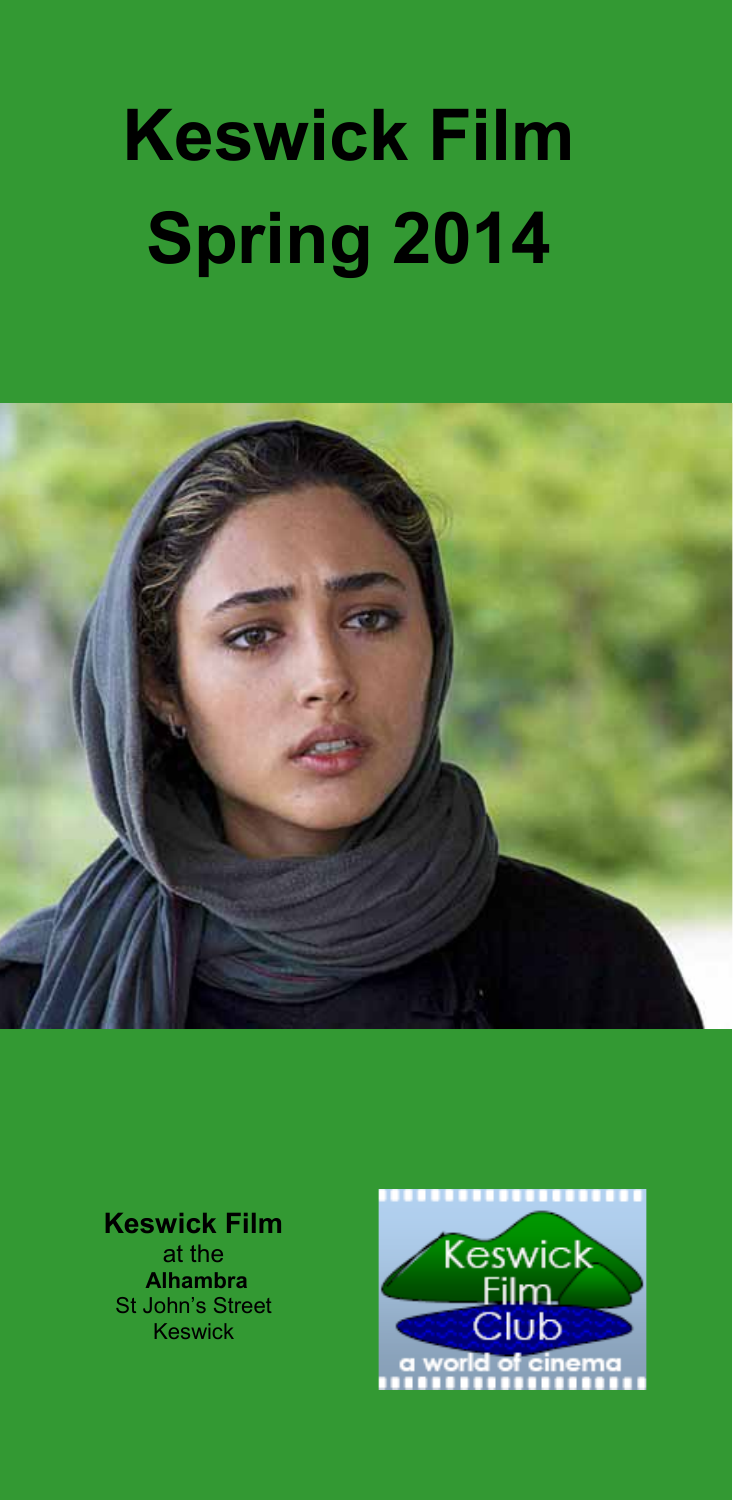# Keswick Film Spring 2014

**Keswick Film**
at the
**Alhambra**
St John's Street
Keswick

Keswick Film Club
a world of cinema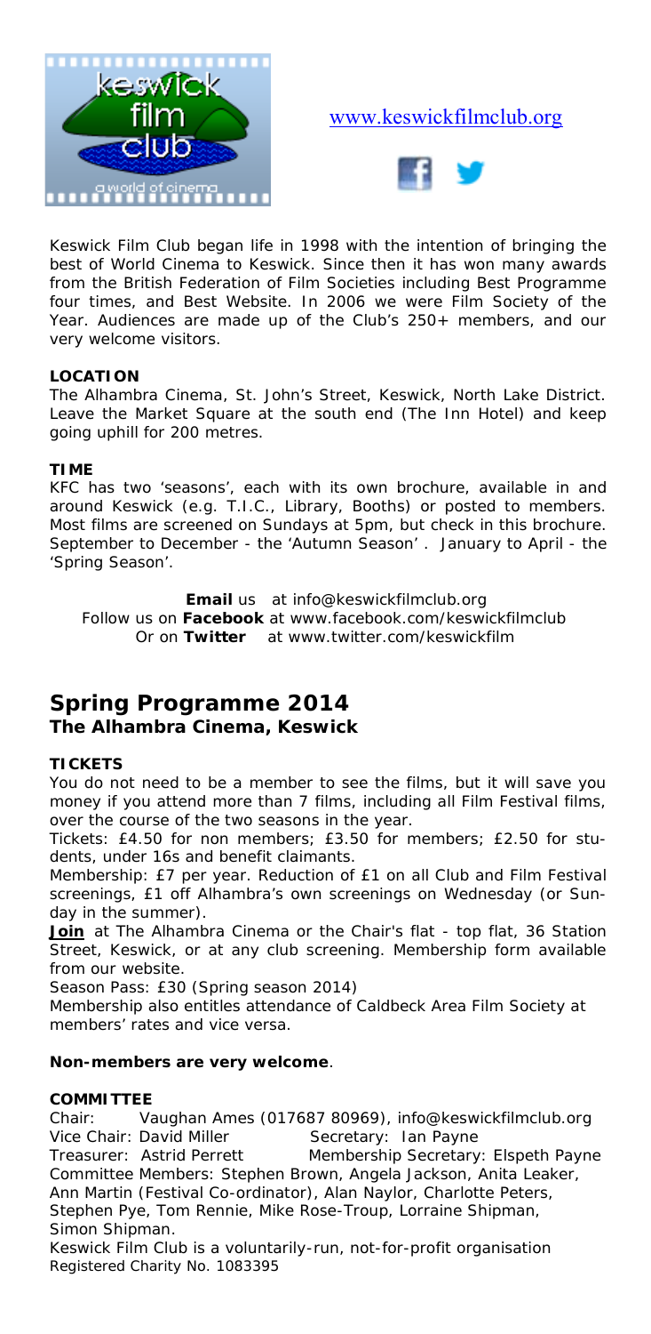www.keswickfilmclub.org

Keswick Film Club began life in 1998 with the intention of bringing the best of World Cinema to Keswick. Since then it has won many awards from the British Federation of Film Societies including Best Programme four times, and Best Website. In 2006 we were Film Society of the Year. Audiences are made up of the Club's 250+ members, and our very welcome visitors.

**LOCATION**

The Alhambra Cinema, St. John's Street, Keswick, North Lake District. Leave the Market Square at the south end (The Inn Hotel) and keep going uphill for 200 metres.

**TIME**

KFC has two 'seasons', each with its own brochure, available in and around Keswick (e.g. T.I.C., Library, Booths) or posted to members. Most films are screened on Sundays at 5pm, but check in this brochure. September to December - the 'Autumn Season'. January to April - the 'Spring Season'.

**Email** us at info@keswickfilmclub.org
Follow us on **Facebook** at www.facebook.com/keswickfilmclub
Or on **Twitter** at www.twitter.com/keswickfilm

## Spring Programme 2014
### The Alhambra Cinema, Keswick

**TICKETS**

You do not need to be a member to see the films, but it will save you money if you attend more than 7 films, including all Film Festival films, over the course of the two seasons in the year.

Tickets: £4.50 for non members; £3.50 for members; £2.50 for students, under 16s and benefit claimants.

Membership: £7 per year. Reduction of £1 on all Club and Film Festival screenings, £1 off Alhambra's own screenings on Wednesday (or Sunday in the summer).

**Join** at The Alhambra Cinema or the Chair's flat - top flat, 36 Station Street, Keswick, or at any club screening. Membership form available from our website.

Season Pass: £30 (Spring season 2014)

Membership also entitles attendance of Caldbeck Area Film Society at members' rates and vice versa.

**Non-members are very welcome**.

**COMMITTEE**

Chair: Vaughan Ames (017687 80969), info@keswickfilmclub.org
Vice Chair: David Miller    Secretary: Ian Payne
Treasurer: Astrid Perrett    Membership Secretary: Elspeth Payne
Committee Members: Stephen Brown, Angela Jackson, Anita Leaker, Ann Martin (Festival Co-ordinator), Alan Naylor, Charlotte Peters, Stephen Pye, Tom Rennie, Mike Rose-Troup, Lorraine Shipman, Simon Shipman.

Keswick Film Club is a voluntarily-run, not-for-profit organisation
Registered Charity No. 1083395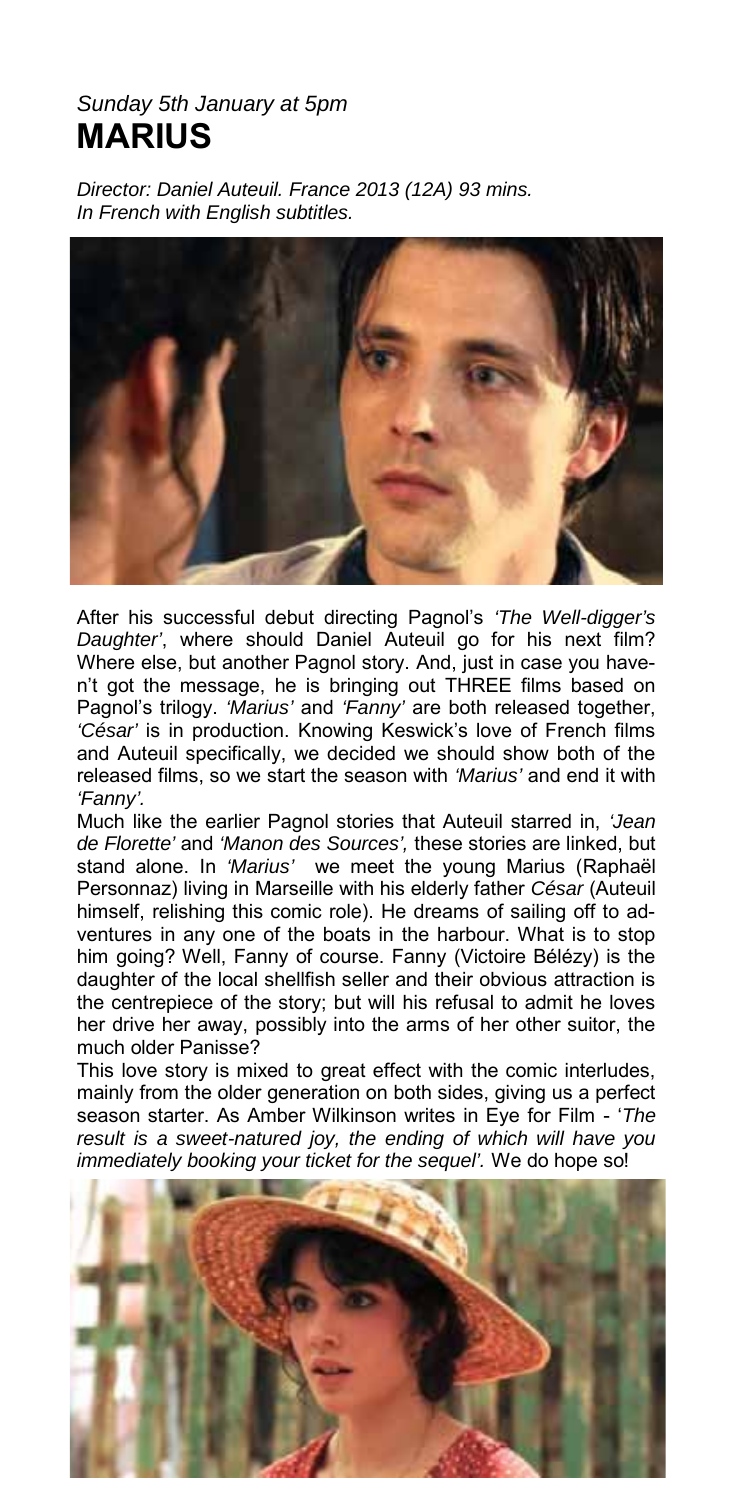*Sunday 5th January at 5pm*

# MARIUS

*Director: Daniel Auteuil. France 2013 (12A) 93 mins.*
*In French with English subtitles.*

After his successful debut directing Pagnol's *'The Well-digger's Daughter'*, where should Daniel Auteuil go for his next film? Where else, but another Pagnol story. And, just in case you haven't got the message, he is bringing out THREE films based on Pagnol's trilogy. *'Marius'* and *'Fanny'* are both released together, *'César'* is in production. Knowing Keswick's love of French films and Auteuil specifically, we decided we should show both of the released films, so we start the season with *'Marius'* and end it with *'Fanny'*.

Much like the earlier Pagnol stories that Auteuil starred in, *'Jean de Florette'* and *'Manon des Sources',* these stories are linked, but stand alone. In *'Marius'* we meet the young Marius (Raphaël Personnaz) living in Marseille with his elderly father *César* (Auteuil himself, relishing this comic role). He dreams of sailing off to adventures in any one of the boats in the harbour. What is to stop him going? Well, Fanny of course. Fanny (Victoire Bélézy) is the daughter of the local shellfish seller and their obvious attraction is the centrepiece of the story; but will his refusal to admit he loves her drive her away, possibly into the arms of her other suitor, the much older Panisse?

This love story is mixed to great effect with the comic interludes, mainly from the older generation on both sides, giving us a perfect season starter. As Amber Wilkinson writes in Eye for Film - '*The result is a sweet-natured joy, the ending of which will have you immediately booking your ticket for the sequel'.* We do hope so!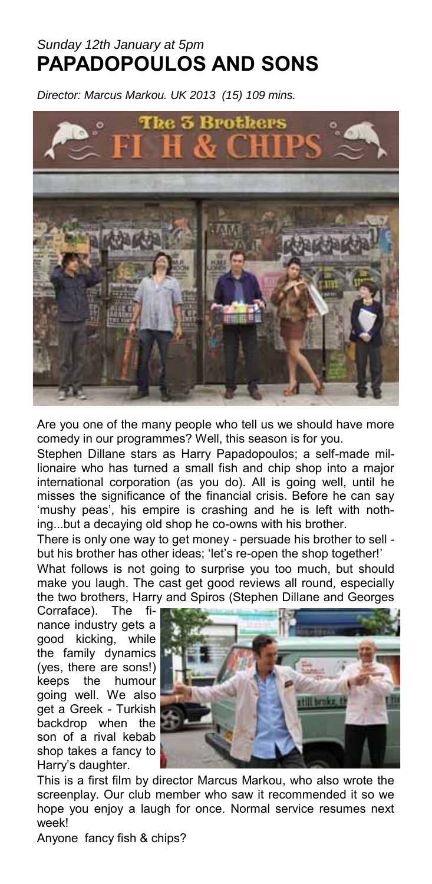*Sunday 12th January at 5pm*

# PAPADOPOULOS AND SONS

*Director: Marcus Markou. UK 2013 (15) 109 mins.*

Are you one of the many people who tell us we should have more comedy in our programmes? Well, this season is for you.

Stephen Dillane stars as Harry Papadopoulos; a self-made millionaire who has turned a small fish and chip shop into a major international corporation (as you do). All is going well, until he misses the significance of the financial crisis. Before he can say 'mushy peas', his empire is crashing and he is left with nothing...but a decaying old shop he co-owns with his brother.

There is only one way to get money - persuade his brother to sell - but his brother has other ideas; 'let's re-open the shop together!'

What follows is not going to surprise you too much, but should make you laugh. The cast get good reviews all round, especially the two brothers, Harry and Spiros (Stephen Dillane and Georges Corraface). The finance industry gets a good kicking, while the family dynamics (yes, there are sons!) keeps the humour going well. We also get a Greek - Turkish backdrop when the son of a rival kebab shop takes a fancy to Harry's daughter.

This is a first film by director Marcus Markou, who also wrote the screenplay. Our club member who saw it recommended it so we hope you enjoy a laugh for once. Normal service resumes next week!

Anyone fancy fish & chips?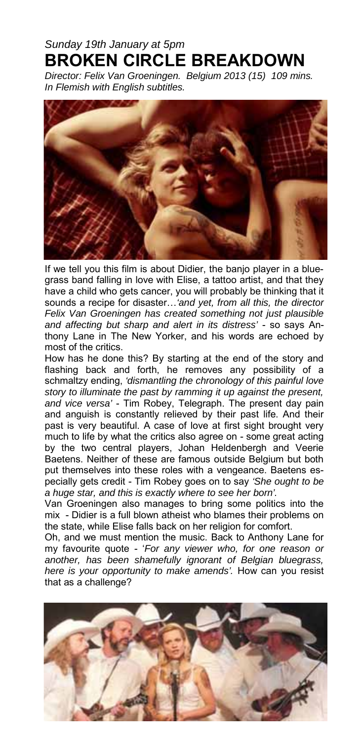*Sunday 19th January at 5pm*

# BROKEN CIRCLE BREAKDOWN

*Director: Felix Van Groeningen. Belgium 2013 (15) 109 mins. In Flemish with English subtitles.*

If we tell you this film is about Didier, the banjo player in a bluegrass band falling in love with Elise, a tattoo artist, and that they have a child who gets cancer, you will probably be thinking that it sounds a recipe for disaster…*'and yet, from all this, the director Felix Van Groeningen has created something not just plausible and affecting but sharp and alert in its distress'* - so says Anthony Lane in The New Yorker, and his words are echoed by most of the critics.

How has he done this? By starting at the end of the story and flashing back and forth, he removes any possibility of a schmaltzy ending, *'dismantling the chronology of this painful love story to illuminate the past by ramming it up against the present, and vice versa'* - Tim Robey, Telegraph. The present day pain and anguish is constantly relieved by their past life. And their past is very beautiful. A case of love at first sight brought very much to life by what the critics also agree on - some great acting by the two central players, Johan Heldenbergh and Veerie Baetens. Neither of these are famous outside Belgium but both put themselves into these roles with a vengeance. Baetens especially gets credit - Tim Robey goes on to say *'She ought to be a huge star, and this is exactly where to see her born'*.

Van Groeningen also manages to bring some politics into the mix - Didier is a full blown atheist who blames their problems on the state, while Elise falls back on her religion for comfort.

Oh, and we must mention the music. Back to Anthony Lane for my favourite quote - '*For any viewer who, for one reason or another, has been shamefully ignorant of Belgian bluegrass, here is your opportunity to make amends'.* How can you resist that as a challenge?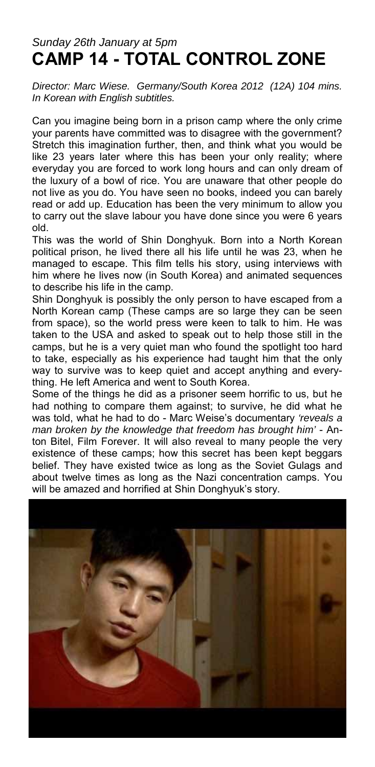*Sunday 26th January at 5pm*

# CAMP 14 - TOTAL CONTROL ZONE

*Director: Marc Wiese. Germany/South Korea 2012 (12A) 104 mins. In Korean with English subtitles.*

Can you imagine being born in a prison camp where the only crime your parents have committed was to disagree with the government? Stretch this imagination further, then, and think what you would be like 23 years later where this has been your only reality; where everyday you are forced to work long hours and can only dream of the luxury of a bowl of rice. You are unaware that other people do not live as you do. You have seen no books, indeed you can barely read or add up. Education has been the very minimum to allow you to carry out the slave labour you have done since you were 6 years old.

This was the world of Shin Donghyuk. Born into a North Korean political prison, he lived there all his life until he was 23, when he managed to escape. This film tells his story, using interviews with him where he lives now (in South Korea) and animated sequences to describe his life in the camp.

Shin Donghyuk is possibly the only person to have escaped from a North Korean camp (These camps are so large they can be seen from space), so the world press were keen to talk to him. He was taken to the USA and asked to speak out to help those still in the camps, but he is a very quiet man who found the spotlight too hard to take, especially as his experience had taught him that the only way to survive was to keep quiet and accept anything and everything. He left America and went to South Korea.

Some of the things he did as a prisoner seem horrific to us, but he had nothing to compare them against; to survive, he did what he was told, what he had to do - Marc Weise's documentary *'reveals a man broken by the knowledge that freedom has brought him'* - Anton Bitel, Film Forever. It will also reveal to many people the very existence of these camps; how this secret has been kept beggars belief. They have existed twice as long as the Soviet Gulags and about twelve times as long as the Nazi concentration camps. You will be amazed and horrified at Shin Donghyuk's story.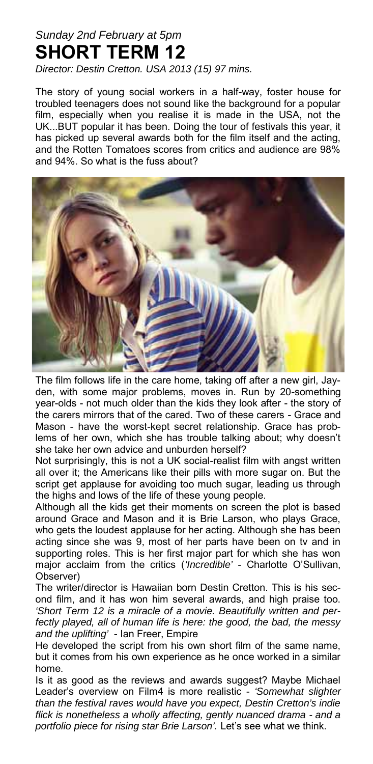*Sunday 2nd February at 5pm*

# SHORT TERM 12

*Director: Destin Cretton. USA 2013 (15) 97 mins.*

The story of young social workers in a half-way, foster house for troubled teenagers does not sound like the background for a popular film, especially when you realise it is made in the USA, not the UK...BUT popular it has been. Doing the tour of festivals this year, it has picked up several awards both for the film itself and the acting, and the Rotten Tomatoes scores from critics and audience are 98% and 94%. So what is the fuss about?

The film follows life in the care home, taking off after a new girl, Jayden, with some major problems, moves in. Run by 20-something year-olds - not much older than the kids they look after - the story of the carers mirrors that of the cared. Two of these carers - Grace and Mason - have the worst-kept secret relationship. Grace has problems of her own, which she has trouble talking about; why doesn't she take her own advice and unburden herself?

Not surprisingly, this is not a UK social-realist film with angst written all over it; the Americans like their pills with more sugar on. But the script get applause for avoiding too much sugar, leading us through the highs and lows of the life of these young people.

Although all the kids get their moments on screen the plot is based around Grace and Mason and it is Brie Larson, who plays Grace, who gets the loudest applause for her acting. Although she has been acting since she was 9, most of her parts have been on tv and in supporting roles. This is her first major part for which she has won major acclaim from the critics (*'Incredible'* - Charlotte O'Sullivan, Observer)

The writer/director is Hawaiian born Destin Cretton. This is his second film, and it has won him several awards, and high praise too. *'Short Term 12 is a miracle of a movie. Beautifully written and perfectly played, all of human life is here: the good, the bad, the messy and the uplifting'* - Ian Freer, Empire

He developed the script from his own short film of the same name, but it comes from his own experience as he once worked in a similar home.

Is it as good as the reviews and awards suggest? Maybe Michael Leader's overview on Film4 is more realistic - *'Somewhat slighter than the festival raves would have you expect, Destin Cretton's indie flick is nonetheless a wholly affecting, gently nuanced drama - and a portfolio piece for rising star Brie Larson'.* Let's see what we think.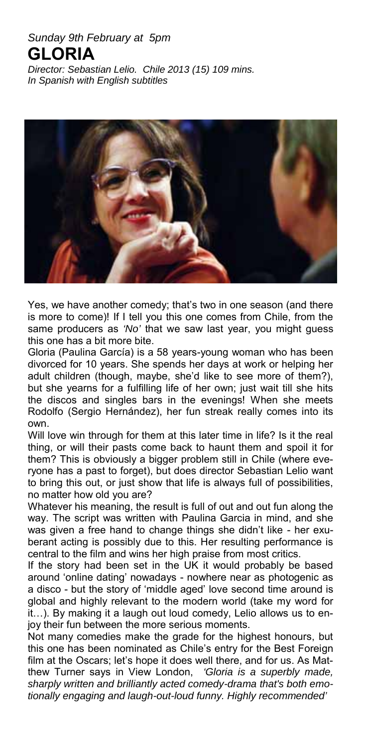*Sunday 9th February at 5pm*

# GLORIA

*Director: Sebastian Lelio. Chile 2013 (15) 109 mins.*
*In Spanish with English subtitles*

Yes, we have another comedy; that's two in one season (and there is more to come)! If I tell you this one comes from Chile, from the same producers as *'No'* that we saw last year, you might guess this one has a bit more bite.

Gloria (Paulina García) is a 58 years-young woman who has been divorced for 10 years. She spends her days at work or helping her adult children (though, maybe, she'd like to see more of them?), but she yearns for a fulfilling life of her own; just wait till she hits the discos and singles bars in the evenings! When she meets Rodolfo (Sergio Hernández), her fun streak really comes into its own.

Will love win through for them at this later time in life? Is it the real thing, or will their pasts come back to haunt them and spoil it for them? This is obviously a bigger problem still in Chile (where everyone has a past to forget), but does director Sebastian Lelio want to bring this out, or just show that life is always full of possibilities, no matter how old you are?

Whatever his meaning, the result is full of out and out fun along the way. The script was written with Paulina Garcia in mind, and she was given a free hand to change things she didn't like - her exuberant acting is possibly due to this. Her resulting performance is central to the film and wins her high praise from most critics.

If the story had been set in the UK it would probably be based around 'online dating' nowadays - nowhere near as photogenic as a disco - but the story of 'middle aged' love second time around is global and highly relevant to the modern world (take my word for it…). By making it a laugh out loud comedy, Lelio allows us to enjoy their fun between the more serious moments.

Not many comedies make the grade for the highest honours, but this one has been nominated as Chile's entry for the Best Foreign film at the Oscars; let's hope it does well there, and for us. As Matthew Turner says in View London, *'Gloria is a superbly made, sharply written and brilliantly acted comedy-drama that's both emotionally engaging and laugh-out-loud funny. Highly recommended'*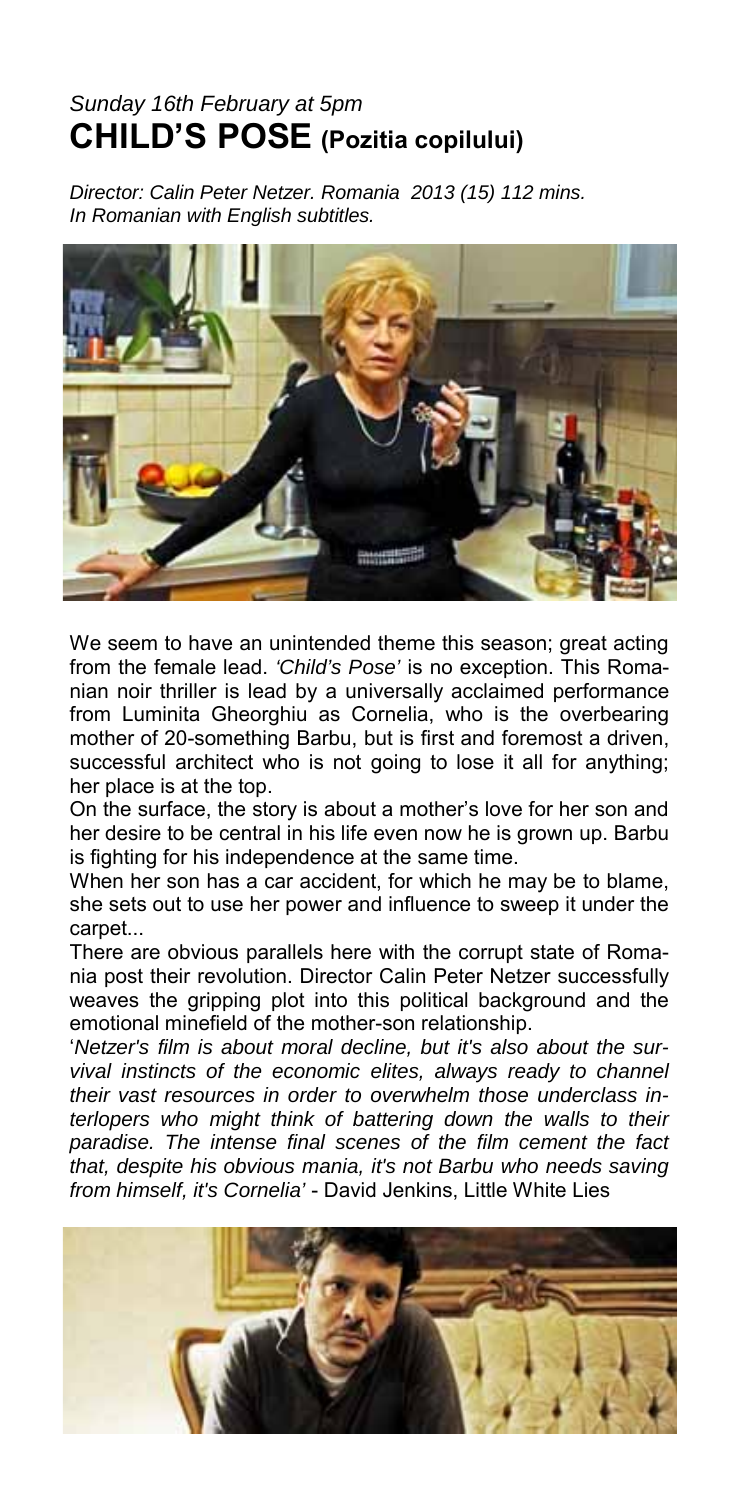*Sunday 16th February at 5pm*

## CHILD'S POSE (Pozitia copilului)

*Director: Calin Peter Netzer. Romania 2013 (15) 112 mins.*
*In Romanian with English subtitles.*

We seem to have an unintended theme this season; great acting from the female lead. *'Child's Pose'* is no exception. This Romanian noir thriller is lead by a universally acclaimed performance from Luminita Gheorghiu as Cornelia, who is the overbearing mother of 20-something Barbu, but is first and foremost a driven, successful architect who is not going to lose it all for anything; her place is at the top.

On the surface, the story is about a mother's love for her son and her desire to be central in his life even now he is grown up. Barbu is fighting for his independence at the same time.

When her son has a car accident, for which he may be to blame, she sets out to use her power and influence to sweep it under the carpet...

There are obvious parallels here with the corrupt state of Romania post their revolution. Director Calin Peter Netzer successfully weaves the gripping plot into this political background and the emotional minefield of the mother-son relationship.

'*Netzer's film is about moral decline, but it's also about the survival instincts of the economic elites, always ready to channel their vast resources in order to overwhelm those underclass interlopers who might think of battering down the walls to their paradise. The intense final scenes of the film cement the fact that, despite his obvious mania, it's not Barbu who needs saving from himself, it's Cornelia'* - David Jenkins, Little White Lies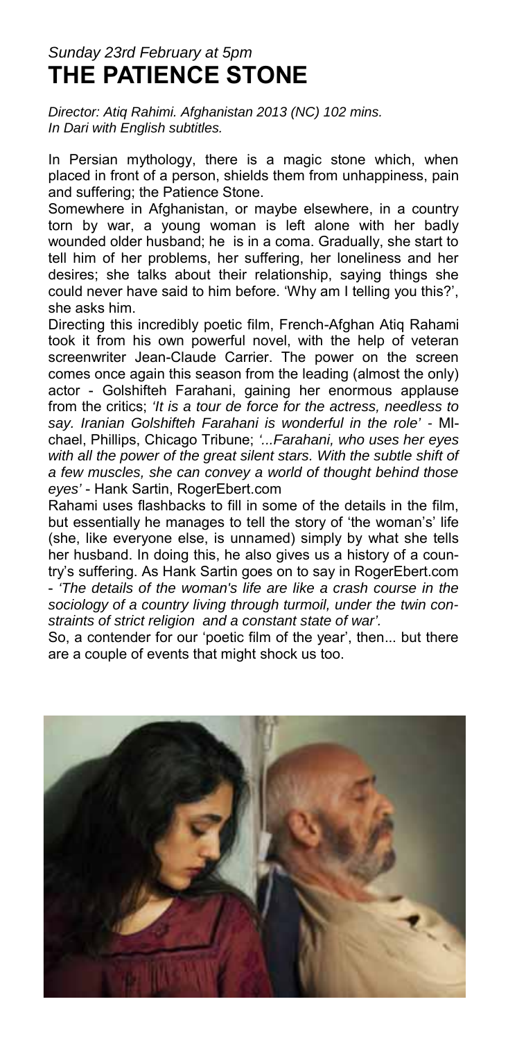*Sunday 23rd February at 5pm*

# THE PATIENCE STONE

*Director: Atiq Rahimi. Afghanistan 2013 (NC) 102 mins.*
*In Dari with English subtitles.*

In Persian mythology, there is a magic stone which, when placed in front of a person, shields them from unhappiness, pain and suffering; the Patience Stone.

Somewhere in Afghanistan, or maybe elsewhere, in a country torn by war, a young woman is left alone with her badly wounded older husband; he is in a coma. Gradually, she start to tell him of her problems, her suffering, her loneliness and her desires; she talks about their relationship, saying things she could never have said to him before. 'Why am I telling you this?', she asks him.

Directing this incredibly poetic film, French-Afghan Atiq Rahami took it from his own powerful novel, with the help of veteran screenwriter Jean-Claude Carrier. The power on the screen comes once again this season from the leading (almost the only) actor - Golshifteh Farahani, gaining her enormous applause from the critics; *'It is a tour de force for the actress, needless to say. Iranian Golshifteh Farahani is wonderful in the role'* - MIchael, Phillips, Chicago Tribune; *'...Farahani, who uses her eyes with all the power of the great silent stars. With the subtle shift of a few muscles, she can convey a world of thought behind those eyes'* - Hank Sartin, RogerEbert.com

Rahami uses flashbacks to fill in some of the details in the film, but essentially he manages to tell the story of 'the woman's' life (she, like everyone else, is unnamed) simply by what she tells her husband. In doing this, he also gives us a history of a country's suffering. As Hank Sartin goes on to say in RogerEbert.com - *'The details of the woman's life are like a crash course in the sociology of a country living through turmoil, under the twin constraints of strict religion and a constant state of war'.*

So, a contender for our 'poetic film of the year', then... but there are a couple of events that might shock us too.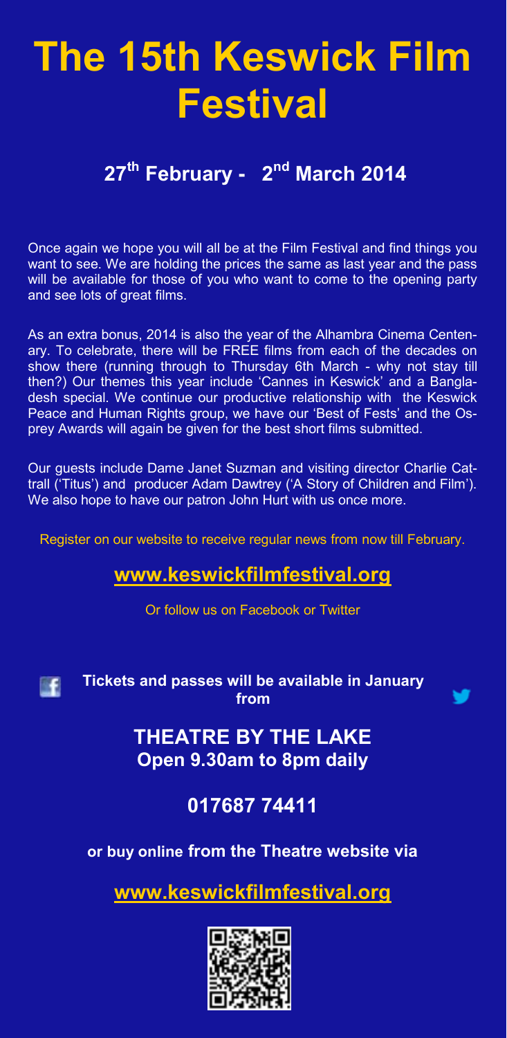# The 15th Keswick Film Festival

## 27th February - 2nd March 2014

Once again we hope you will all be at the Film Festival and find things you want to see. We are holding the prices the same as last year and the pass will be available for those of you who want to come to the opening party and see lots of great films.

As an extra bonus, 2014 is also the year of the Alhambra Cinema Centenary. To celebrate, there will be FREE films from each of the decades on show there (running through to Thursday 6th March - why not stay till then?) Our themes this year include 'Cannes in Keswick' and a Bangladesh special. We continue our productive relationship with the Keswick Peace and Human Rights group, we have our 'Best of Fests' and the Osprey Awards will again be given for the best short films submitted.

Our guests include Dame Janet Suzman and visiting director Charlie Cattrall ('Titus') and producer Adam Dawtrey ('A Story of Children and Film'). We also hope to have our patron John Hurt with us once more.

Register on our website to receive regular news from now till February.

**www.keswickfilmfestival.org**

Or follow us on Facebook or Twitter

**Tickets and passes will be available in January from**

**THEATRE BY THE LAKE**
**Open 9.30am to 8pm daily**

**017687 74411**

**or buy online from the Theatre website via**

**www.keswickfilmfestival.org**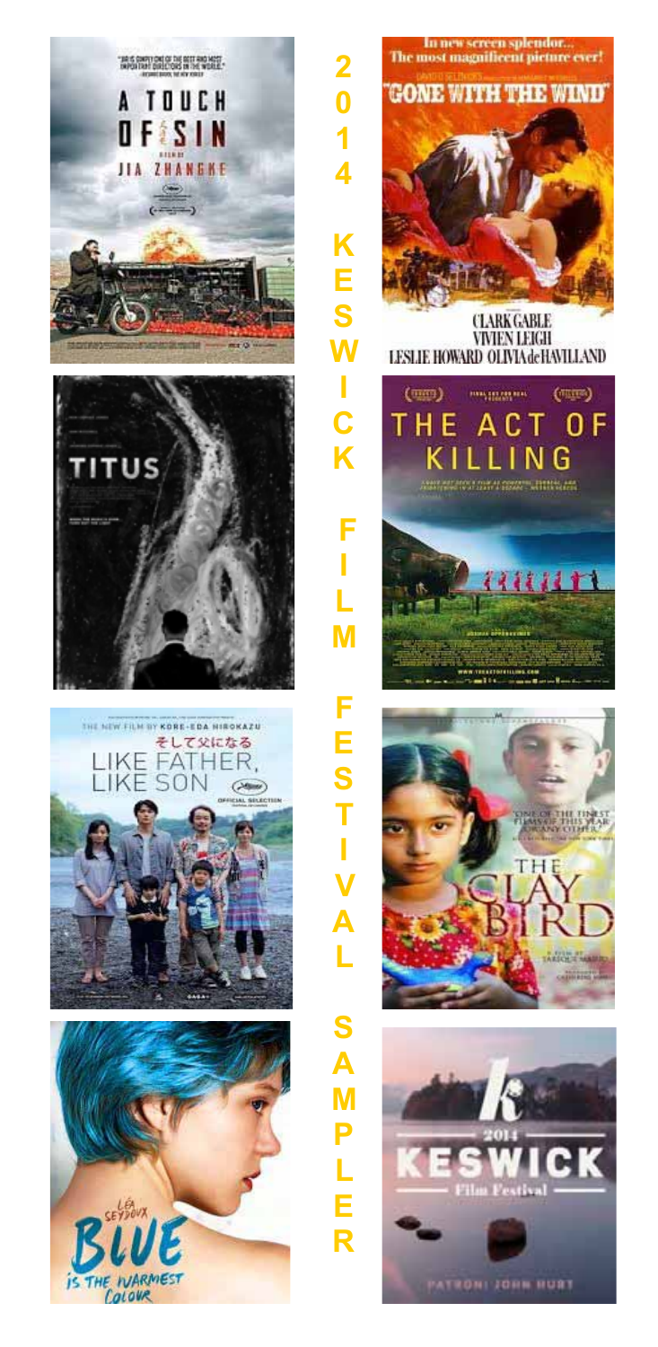2014 KESWICK FILM FESTIVAL SAMPLER

"JIA IS SIMPLY ONE OF THE BEST AND MOST IMPORTANT DIRECTORS IN THE WORLD."

A TOUCH OF SIN

A FILM BY JIA ZHANGKE

In new screen splendor... The most magnificent picture ever!

"GONE WITH THE WIND"

CLARK GABLE
VIVIEN LEIGH
LESLIE HOWARD OLIVIA de HAVILLAND

TITUS

THE ACT OF KILLING

THE NEW FILM BY KORE-EDA HIROKAZU

そして父になる

LIKE FATHER, LIKE SON

OFFICIAL SELECTION

"ONE OF THE FINEST FILMS OF THIS YEAR OR ANY OTHER."

THE CLAY BIRD

A FILM BY TAREQUE MASUD

LÉA SEYDOUX

BLUE IS THE WARMEST COLOUR

2014

KESWICK

Film Festival

PATRON: JOHN HURT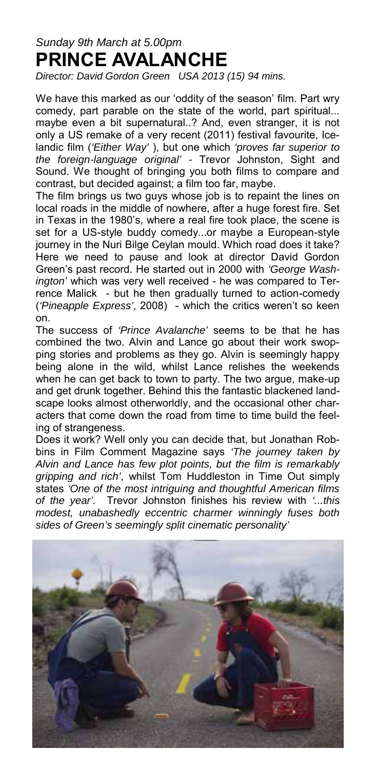*Sunday 9th March at 5.00pm*

# PRINCE AVALANCHE

*Director: David Gordon Green USA 2013 (15) 94 mins.*

We have this marked as our 'oddity of the season' film. Part wry comedy, part parable on the state of the world, part spiritual... maybe even a bit supernatural..? And, even stranger, it is not only a US remake of a very recent (2011) festival favourite, Icelandic film (*'Either Way'* ), but one which *'proves far superior to the foreign-language original'* - Trevor Johnston, Sight and Sound. We thought of bringing you both films to compare and contrast, but decided against; a film too far, maybe.

The film brings us two guys whose job is to repaint the lines on local roads in the middle of nowhere, after a huge forest fire. Set in Texas in the 1980's, where a real fire took place, the scene is set for a US-style buddy comedy...or maybe a European-style journey in the Nuri Bilge Ceylan mould. Which road does it take? Here we need to pause and look at director David Gordon Green's past record. He started out in 2000 with *'George Washington'* which was very well received - he was compared to Terrence Malick - but he then gradually turned to action-comedy (*'Pineapple Express'*, 2008) - which the critics weren't so keen on.

The success of *'Prince Avalanche'* seems to be that he has combined the two. Alvin and Lance go about their work swopping stories and problems as they go. Alvin is seemingly happy being alone in the wild, whilst Lance relishes the weekends when he can get back to town to party. The two argue, make-up and get drunk together. Behind this the fantastic blackened landscape looks almost otherworldly, and the occasional other characters that come down the road from time to time build the feeling of strangeness.

Does it work? Well only you can decide that, but Jonathan Robbins in Film Comment Magazine says *'The journey taken by Alvin and Lance has few plot points, but the film is remarkably gripping and rich'*, whilst Tom Huddleston in Time Out simply states *'One of the most intriguing and thoughtful American films of the year'.* Trevor Johnston finishes his review with *'...this modest, unabashedly eccentric charmer winningly fuses both sides of Green's seemingly split cinematic personality'*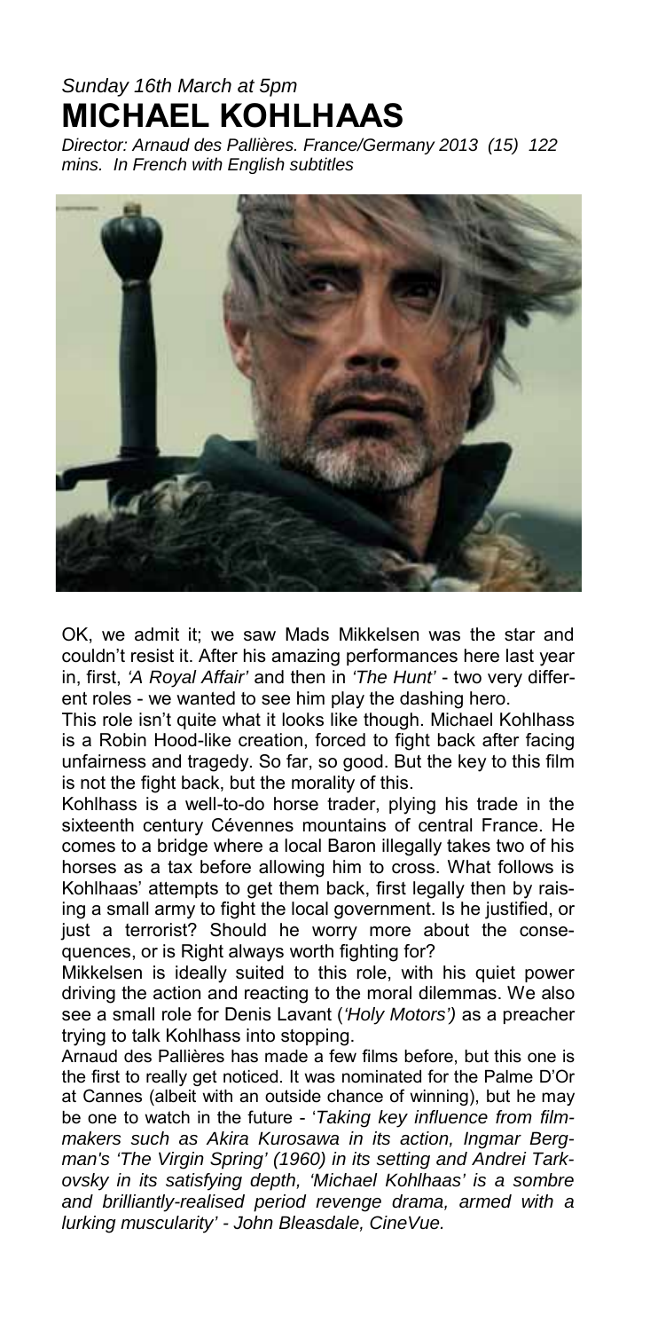*Sunday 16th March at 5pm*

# MICHAEL KOHLHAAS

*Director: Arnaud des Pallières. France/Germany 2013 (15) 122 mins. In French with English subtitles*

OK, we admit it; we saw Mads Mikkelsen was the star and couldn't resist it. After his amazing performances here last year in, first, *'A Royal Affair'* and then in *'The Hunt'* - two very different roles - we wanted to see him play the dashing hero.

This role isn't quite what it looks like though. Michael Kohlhass is a Robin Hood-like creation, forced to fight back after facing unfairness and tragedy. So far, so good. But the key to this film is not the fight back, but the morality of this.

Kohlhass is a well-to-do horse trader, plying his trade in the sixteenth century Cévennes mountains of central France. He comes to a bridge where a local Baron illegally takes two of his horses as a tax before allowing him to cross. What follows is Kohlhaas' attempts to get them back, first legally then by raising a small army to fight the local government. Is he justified, or just a terrorist? Should he worry more about the consequences, or is Right always worth fighting for?

Mikkelsen is ideally suited to this role, with his quiet power driving the action and reacting to the moral dilemmas. We also see a small role for Denis Lavant (*'Holy Motors')* as a preacher trying to talk Kohlhass into stopping.

Arnaud des Pallières has made a few films before, but this one is the first to really get noticed. It was nominated for the Palme D'Or at Cannes (albeit with an outside chance of winning), but he may be one to watch in the future - '*Taking key influence from filmmakers such as Akira Kurosawa in its action, Ingmar Bergman's 'The Virgin Spring' (1960) in its setting and Andrei Tarkovsky in its satisfying depth, 'Michael Kohlhaas' is a sombre and brilliantly-realised period revenge drama, armed with a lurking muscularity' - John Bleasdale, CineVue.*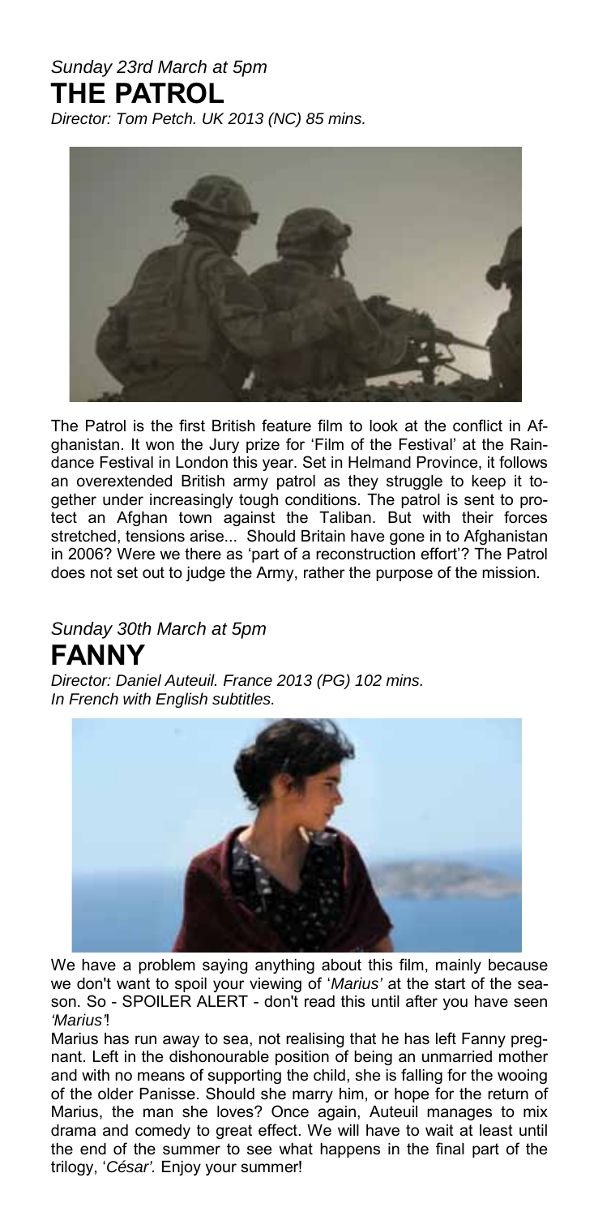*Sunday 23rd March at 5pm*

## THE PATROL

*Director: Tom Petch. UK 2013 (NC) 85 mins.*

The Patrol is the first British feature film to look at the conflict in Afghanistan. It won the Jury prize for 'Film of the Festival' at the Raindance Festival in London this year. Set in Helmand Province, it follows an overextended British army patrol as they struggle to keep it together under increasingly tough conditions. The patrol is sent to protect an Afghan town against the Taliban. But with their forces stretched, tensions arise... Should Britain have gone in to Afghanistan in 2006? Were we there as 'part of a reconstruction effort'? The Patrol does not set out to judge the Army, rather the purpose of the mission.

*Sunday 30th March at 5pm*

## FANNY

*Director: Daniel Auteuil. France 2013 (PG) 102 mins.*
*In French with English subtitles.*

We have a problem saying anything about this film, mainly because we don't want to spoil your viewing of '*Marius'* at the start of the season. So - SPOILER ALERT - don't read this until after you have seen *'Marius'*!

Marius has run away to sea, not realising that he has left Fanny pregnant. Left in the dishonourable position of being an unmarried mother and with no means of supporting the child, she is falling for the wooing of the older Panisse. Should she marry him, or hope for the return of Marius, the man she loves? Once again, Auteuil manages to mix drama and comedy to great effect. We will have to wait at least until the end of the summer to see what happens in the final part of the trilogy, '*César'*. Enjoy your summer!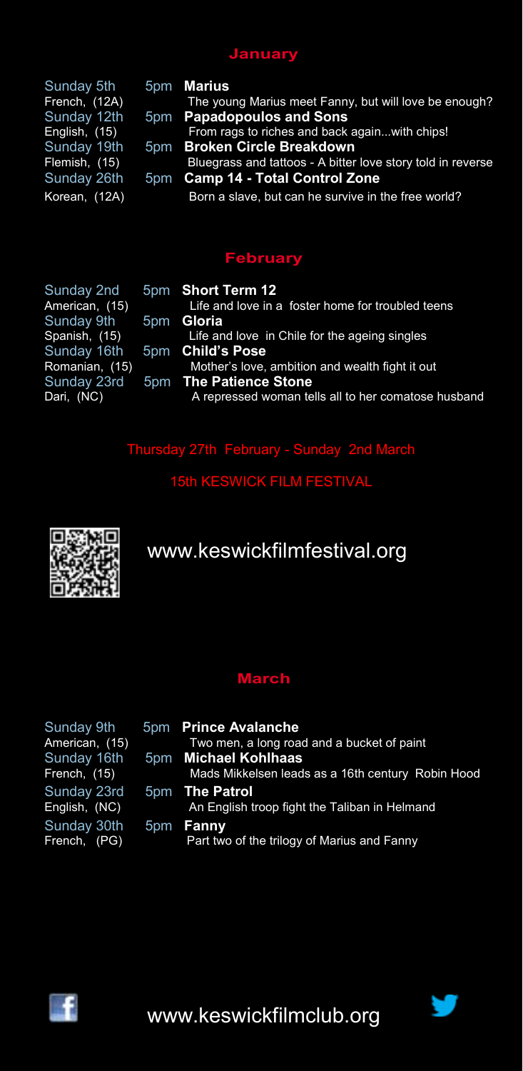## January

Sunday 5th 5pm **Marius**
French, (12A)
The young Marius meet Fanny, but will love be enough?

Sunday 12th 5pm **Papadopoulos and Sons**
English, (15)
From rags to riches and back again...with chips!

Sunday 19th 5pm **Broken Circle Breakdown**
Flemish, (15)
Bluegrass and tattoos - A bitter love story told in reverse

Sunday 26th 5pm **Camp 14 - Total Control Zone**
Korean, (12A)
Born a slave, but can he survive in the free world?

## February

Sunday 2nd 5pm **Short Term 12**
American, (15)
Life and love in a foster home for troubled teens

Sunday 9th 5pm **Gloria**
Spanish, (15)
Life and love in Chile for the ageing singles

Sunday 16th 5pm **Child's Pose**
Romanian, (15)
Mother's love, ambition and wealth fight it out

Sunday 23rd 5pm **The Patience Stone**
Dari, (NC)
A repressed woman tells all to her comatose husband

Thursday 27th February - Sunday 2nd March

15th KESWICK FILM FESTIVAL

www.keswickfilmfestival.org

## March

Sunday 9th 5pm **Prince Avalanche**
American, (15)
Two men, a long road and a bucket of paint

Sunday 16th 5pm **Michael Kohlhaas**
French, (15)
Mads Mikkelsen leads as a 16th century Robin Hood

Sunday 23rd 5pm **The Patrol**
English, (NC)
An English troop fight the Taliban in Helmand

Sunday 30th 5pm **Fanny**
French, (PG)
Part two of the trilogy of Marius and Fanny

www.keswickfilmclub.org